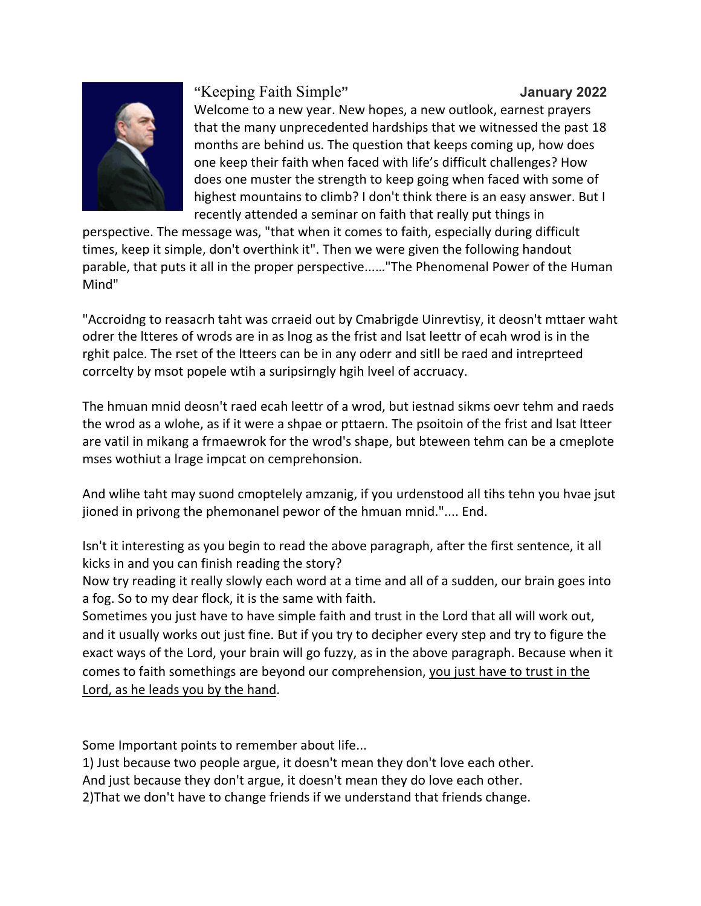“Keeping Faith Simple” **January 2022**

Welcome to a new year. New hopes, a new outlook, earnest prayers that the many unprecedented hardships that we witnessed the past 18 months are behind us. The question that keeps coming up, how does one keep their faith when faced with life’s difficult challenges? How does one muster the strength to keep going when faced with some of highest mountains to climb? I don't think there is an easy answer. But I recently attended a seminar on faith that really put things in perspective. The message was, "that when it comes to faith, especially during difficult times, keep it simple, don't overthink it". Then we were given the following handout parable, that puts it all in the proper perspective......"The Phenomenal Power of the Human Mind"

"Accroidng to reasacrh taht was crraeid out by Cmabrigde Uinrevtisy, it deosn't mttaer waht odrer the ltteres of wrods are in as lnog as the frist and lsat leettr of ecah wrod is in the rghit palce. The rset of the ltteers can be in any oderr and sitll be raed and intreprteed corrcelty by msot popele wtih a suripsirngly hgih lveel of accruacy.

The hmuan mnid deosn't raed ecah leettr of a wrod, but iestnad sikms oevr tehm and raeds the wrod as a wlohe, as if it were a shpae or pttaern. The psoitoin of the frist and lsat ltteer are vatil in mikang a frmaewrok for the wrod's shape, but bteween tehm can be a cmeplote mses wothiut a lrage impcat on cemprehonsion.

And wlihe taht may suond cmoptelely amzanig, if you urdenstood all tihs tehn you hvae jsut jioned in privong the phemonanel pewor of the hmuan mnid.".... End.

Isn't it interesting as you begin to read the above paragraph, after the first sentence, it all kicks in and you can finish reading the story?
Now try reading it really slowly each word at a time and all of a sudden, our brain goes into a fog. So to my dear flock, it is the same with faith.
Sometimes you just have to have simple faith and trust in the Lord that all will work out, and it usually works out just fine. But if you try to decipher every step and try to figure the exact ways of the Lord, your brain will go fuzzy, as in the above paragraph. Because when it comes to faith somethings are beyond our comprehension, you just have to trust in the Lord, as he leads you by the hand.

Some Important points to remember about life...
1) Just because two people argue, it doesn't mean they don't love each other.
And just because they don't argue, it doesn't mean they do love each other.
2)That we don't have to change friends if we understand that friends change.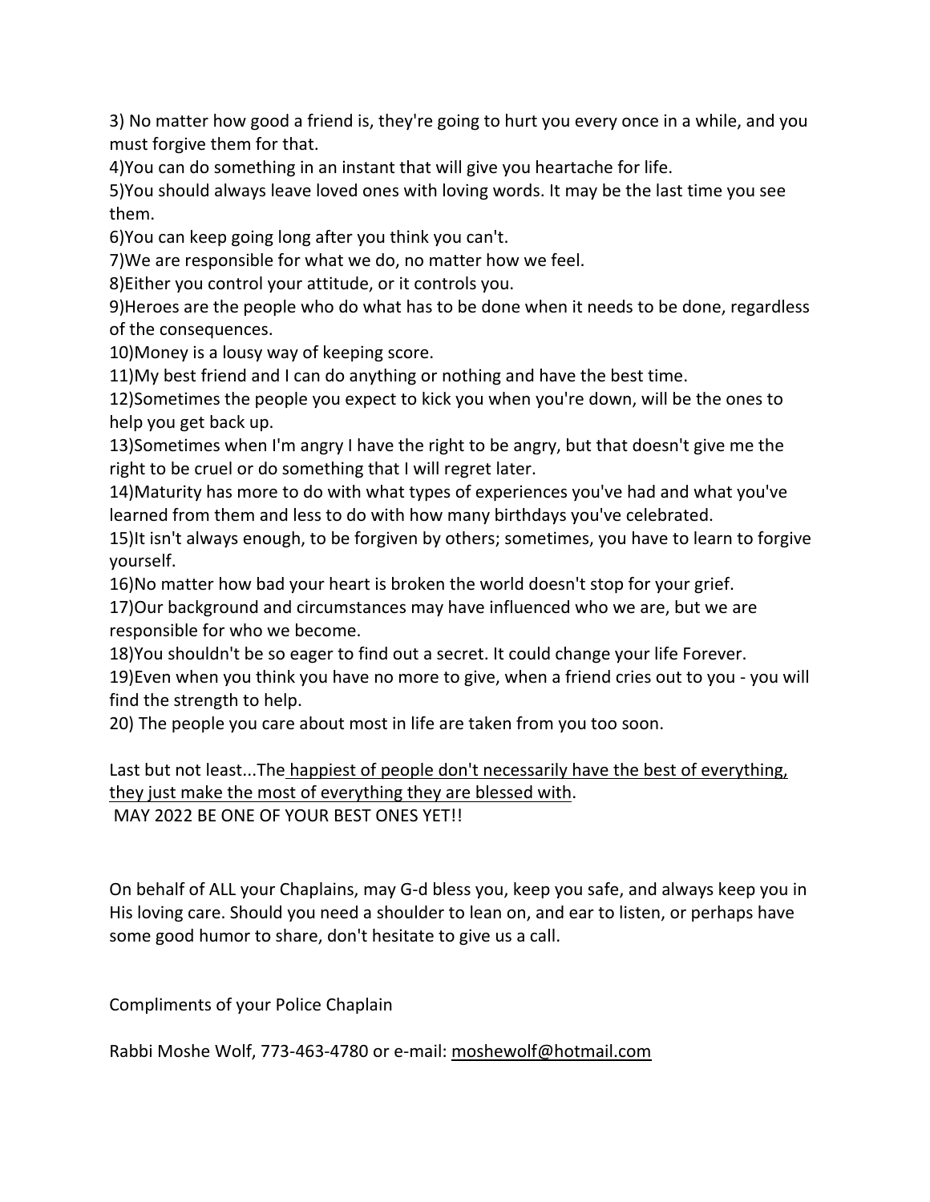3) No matter how good a friend is, they're going to hurt you every once in a while, and you must forgive them for that.
4)You can do something in an instant that will give you heartache for life.
5)You should always leave loved ones with loving words. It may be the last time you see them.
6)You can keep going long after you think you can't.
7)We are responsible for what we do, no matter how we feel.
8)Either you control your attitude, or it controls you.
9)Heroes are the people who do what has to be done when it needs to be done, regardless of the consequences.
10)Money is a lousy way of keeping score.
11)My best friend and I can do anything or nothing and have the best time.
12)Sometimes the people you expect to kick you when you're down, will be the ones to help you get back up.
13)Sometimes when I'm angry I have the right to be angry, but that doesn't give me the right to be cruel or do something that I will regret later.
14)Maturity has more to do with what types of experiences you've had and what you've learned from them and less to do with how many birthdays you've celebrated.
15)It isn't always enough, to be forgiven by others; sometimes, you have to learn to forgive yourself.
16)No matter how bad your heart is broken the world doesn't stop for your grief.
17)Our background and circumstances may have influenced who we are, but we are responsible for who we become.
18)You shouldn't be so eager to find out a secret. It could change your life Forever.
19)Even when you think you have no more to give, when a friend cries out to you - you will find the strength to help.
20) The people you care about most in life are taken from you too soon.

Last but not least...The happiest of people don't necessarily have the best of everything, they just make the most of everything they are blessed with.
MAY 2022 BE ONE OF YOUR BEST ONES YET!!

On behalf of ALL your Chaplains, may G-d bless you, keep you safe, and always keep you in His loving care. Should you need a shoulder to lean on, and ear to listen, or perhaps have some good humor to share, don't hesitate to give us a call.

Compliments of your Police Chaplain

Rabbi Moshe Wolf, 773-463-4780 or e-mail: moshewolf@hotmail.com